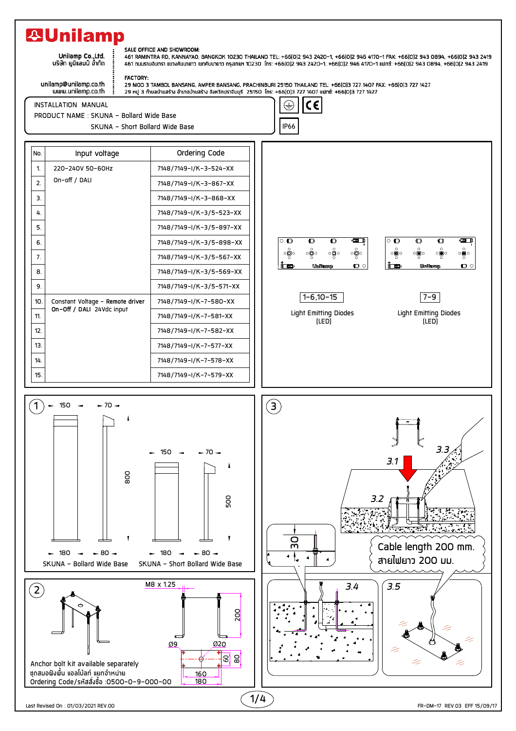# Unilamp

Unilamp Co.,Ltd.
บริษัท ยูนิแลมป์ จำกัด

unilamp@unilamp.co.th
www.unilamp.co.th

**SALE OFFICE AND SHOWROOM:**
461 RAMINTRA RD, KANNAYAO, BANGKOK 10230 THAILAND TEL: +66(0)2 943 2420-1, +66(0)2 946 4170-1 FAX: +66(0)2 943 0894, +66(0)2 943 2419
461 ถนนรามอินทรา แขวงคันนายาว เขตคันนายาว กรุงเทพฯ 10230 โทร: +66(0)2 943 2420-1, +66(0)2 946 4170-1 แฟกซ์: +66(0)2 943 0894, +66(0)2 943 2419

**FACTORY:**
29 MOO 3 TAMBOL BANSANG, AMPER BANSANG, PRACHINBURI 25150 THAILAND TEL: +66(0)3 727 1407 FAX: +66(0)3 727 1427
29 หมู่ 3 ตำบลบ้านสร้าง อำเภอบ้านสร้าง จังหวัดปราจีนบุรี 25150 โทร: +66(0)3 727 1407 แฟกซ์: +66(0)3 727 1427

INSTALLATION MANUAL
PRODUCT NAME : SKUNA – Bollard Wide Base
SKUNA – Short Bollard Wide Base

IP66

| No. | Input voltage | Ordering Code |
|---|---|---|
| 1. | 220-240V 50-60Hz On-off / DALI | 7148/7149-I/K-3-524-XX |
| 2. | | 7148/7149-I/K-3-867-XX |
| 3. | | 7148/7149-I/K-3-868-XX |
| 4. | | 7148/7149-I/K-3/5-523-XX |
| 5. | | 7148/7149-I/K-3/5-897-XX |
| 6. | | 7148/7149-I/K-3/5-898-XX |
| 7. | | 7148/7149-I/K-3/5-567-XX |
| 8. | | 7148/7149-I/K-3/5-569-XX |
| 9. | | 7148/7149-I/K-3/5-571-XX |
| 10. | Constant Voltage – Remote driver On-Off / DALI 24Vdc input | 7148/7149-I/K-7-580-XX |
| 11. | | 7148/7149-I/K-7-581-XX |
| 12. | | 7148/7149-I/K-7-582-XX |
| 13. | | 7148/7149-I/K-7-577-XX |
| 14. | | 7148/7149-I/K-7-578-XX |
| 15. | | 7148/7149-I/K-7-579-XX |

1-6,10-15
Light Emitting Diodes (LED)

7-9
Light Emitting Diodes (LED)

**1**

150 – 70 – 800 – 180 – 80
SKUNA – Bollard Wide Base

150 – 70 – 500 – 180 – 80
SKUNA – Short Bollard Wide Base

**2**

M8 x 1.25 – 200 – Ø9 – Ø20 – 60 – 80 – 160 – 180

Anchor bolt kit available separately
ชุดสมอฝังพื้น แองโบ้ลท์ แยกจำหน่าย
Ordering Code/รหัสสั่งซื้อ :0500-0-9-000-00

**3**

3.1 – 3.2 – 3.3 – 30

Cable length 200 mm.
สายไฟยาว 200 มม.

3.4 – 3.5

Last Revised On : 01/03/2021 REV.00
FR-DM-17 REV.03 EFF 15/09/17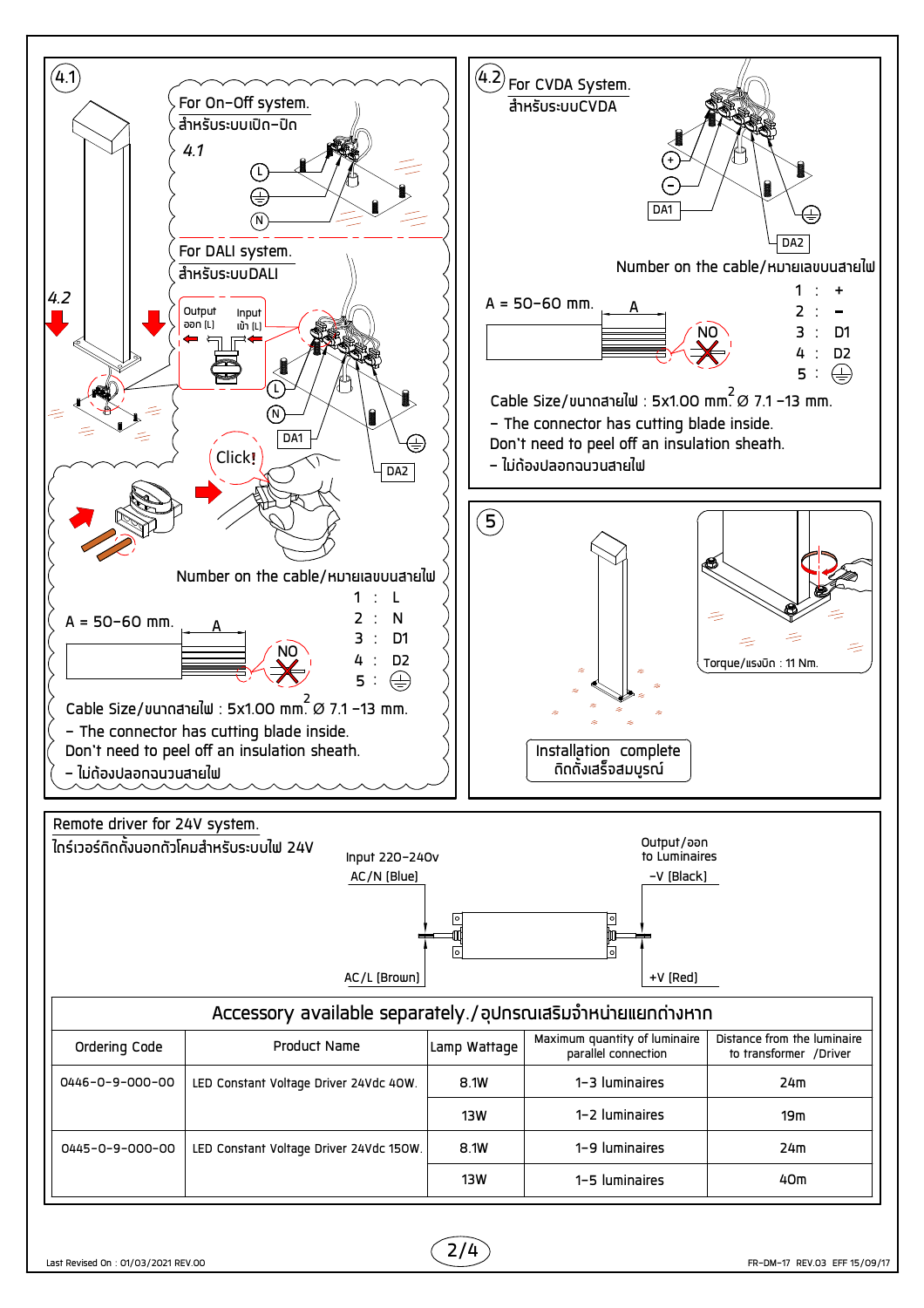## 4.1

For On-Off system.
สำหรับระบบเปิด-ปิด

4.1

L
⏚
N

For DALI system.
สำหรับระบบDALI

4.2

Output ออก (L)
Input เข้า (L)

L
N
DA1
DA2
⏚

Click!

Number on the cable/หมายเลขบนสายไฟ

| | | |
|---|---|---|
| 1 | : | L |
| 2 | : | N |
| 3 | : | D1 |
| 4 | : | D2 |
| 5 | : | ⏚ |

A = 50-60 mm.

NO

Cable Size/ขนาดสายไฟ : 5x1.00 $mm^2$ Ø 7.1 -13 mm.

- The connector has cutting blade inside.
Don't need to peel off an insulation sheath.
- ไม่ต้องปลอกฉนวนสายไฟ

## 4.2

For CVDA System.
สำหรับระบบCVDA

+
-
DA1
DA2
⏚

Number on the cable/หมายเลขบนสายไฟ

| | | |
|---|---|---|
| 1 | : | + |
| 2 | : | - |
| 3 | : | D1 |
| 4 | : | D2 |
| 5 | : | ⏚ |

A = 50-60 mm.

NO

Cable Size/ขนาดสายไฟ : 5x1.00 $mm^2$ Ø 7.1 -13 mm.

- The connector has cutting blade inside.
Don't need to peel off an insulation sheath.
- ไม่ต้องปลอกฉนวนสายไฟ

## 5

Torque/แรงบิด : 11 Nm.

Installation complete
ติดตั้งเสร็จสมบูรณ์

## Remote driver for 24V system.

ไดร์เวอร์ติดตั้งนอกตัวโคมสำหรับระบบไฟ 24V

Input 220-240v
AC/N (Blue)
AC/L (Brown)

Output/ออก
to Luminaires
-V (Black)
+V (Red)

| Accessory available separately./อุปกรณ์เสริมจำหน่ายแยกต่างหาก | | | | |
|---|---|---|---|---|
| Ordering Code | Product Name | Lamp Wattage | Maximum quantity of luminaire parallel connection | Distance from the luminaire to transformer /Driver |
| 0446-0-9-000-00 | LED Constant Voltage Driver 24Vdc 40W. | 8.1W | 1-3 luminaires | 24m |
| | | 13W | 1-2 luminaires | 19m |
| 0445-0-9-000-00 | LED Constant Voltage Driver 24Vdc 150W. | 8.1W | 1-9 luminaires | 24m |
| | | 13W | 1-5 luminaires | 40m |

Last Revised On : 01/03/2021 REV.00

FR-DM-17 REV.03 EFF 15/09/17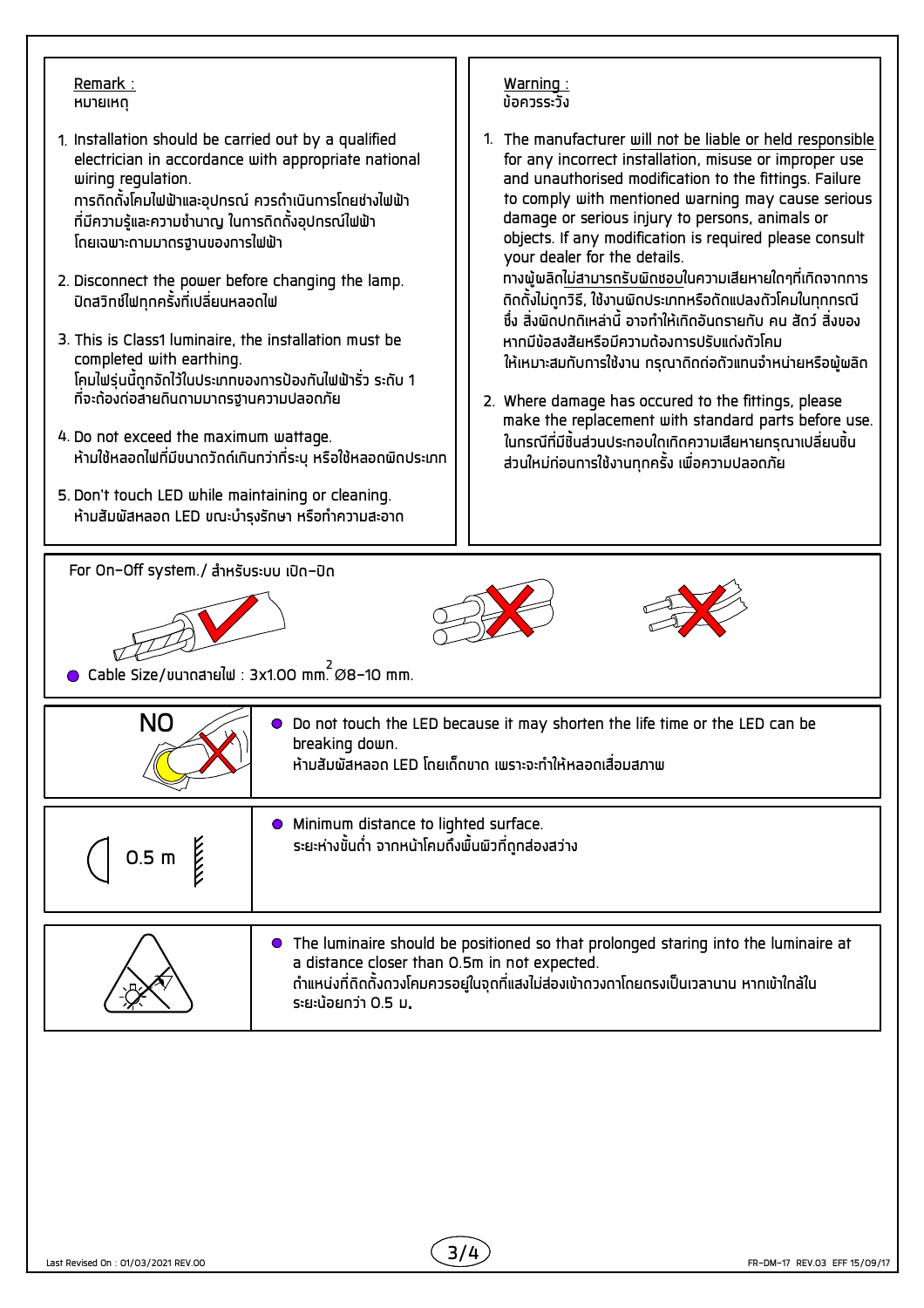Remark :
หมายเหตุ

1. Installation should be carried out by a qualified electrician in accordance with appropriate national wiring regulation.
   การติดตั้งโคมไฟฟ้าและอุปกรณ์ ควรดำเนินการโดยช่างไฟฟ้า ที่มีความรู้และความชำนาญ ในการติดตั้งอุปกรณ์ไฟฟ้า โดยเฉพาะตามมาตรฐานของการไฟฟ้า
2. Disconnect the power before changing the lamp.
   ปิดสวิทช์ไฟทุกครั้งที่เปลี่ยนหลอดไฟ
3. This is Class1 luminaire, the installation must be completed with earthing.
   โคมไฟรุ่นนี้ถูกจัดไว้ในประเภทของการป้องกันไฟฟ้ารั่ว ระดับ 1 ที่จะต้องต่อสายดินตามมาตรฐานความปลอดภัย
4. Do not exceed the maximum wattage.
   ห้ามใช้หลอดไฟที่มีขนาดวัตต์เกินกว่าที่ระบุ หรือใช้หลอดผิดประเภท
5. Don't touch LED while maintaining or cleaning.
   ห้ามสัมผัสหลอด LED ขณะบำรุงรักษา หรือทำความสะอาด

Warning :
ข้อควรระวัง

1. The manufacturer will not be liable or held responsible for any incorrect installation, misuse or improper use and unauthorised modification to the fittings. Failure to comply with mentioned warning may cause serious damage or serious injury to persons, animals or objects. If any modification is required please consult your dealer for the details.
   ทางผู้ผลิตไม่สามารถรับผิดชอบในความเสียหายใดๆที่เกิดจากการติดตั้งไม่ถูกวิธี, ใช้งานผิดประเภทหรือดัดแปลงตัวโคมในทุกกรณี ซึ่ง สิ่งผิดปกติเหล่านี้ อาจทำให้เกิดอันตรายกับ คน สัตว์ สิ่งของ หากมีข้อสงสัยหรือมีความต้องการปรับแต่งตัวโคม ให้เหมาะสมกับการใช้งาน กรุณาติดต่อตัวแทนจำหน่ายหรือผู้ผลิต
2. Where damage has occured to the fittings, please make the replacement with standard parts before use.
   ในกรณีที่มีชิ้นส่วนประกอบใดเกิดความเสียหายกรุณาเปลี่ยนชิ้นส่วนใหม่ก่อนการใช้งานทุกครั้ง เพื่อความปลอดภัย

For On-Off system./ สำหรับระบบ เปิด-ปิด

- Cable Size/ขนาดสายไฟ : 3x1.00 $mm^2$ Ø8-10 mm.

| | |
|---|---|
| NO | ● Do not touch the LED because it may shorten the life time or the LED can be breaking down.<br>ห้ามสัมผัสหลอด LED โดยเด็ดขาด เพราะจะทำให้หลอดเสื่อมสภาพ |
| 0.5 m | ● Minimum distance to lighted surface.<br>ระยะห่างขั้นต่ำ จากหน้าโคมถึงพื้นผิวที่ถูกส่องสว่าง |
| | ● The luminaire should be positioned so that prolonged staring into the luminaire at a distance closer than 0.5m in not expected.<br>ตำแหน่งที่ติดตั้งดวงโคมควรอยู่ในจุดที่แสงไม่ส่องเข้าดวงตาโดยตรงเป็นเวลานาน หากเข้าใกล้ใน ระยะน้อยกว่า 0.5 ม. |

Last Revised On : 01/03/2021 REV.00

FR-DM-17 REV.03 EFF 15/09/17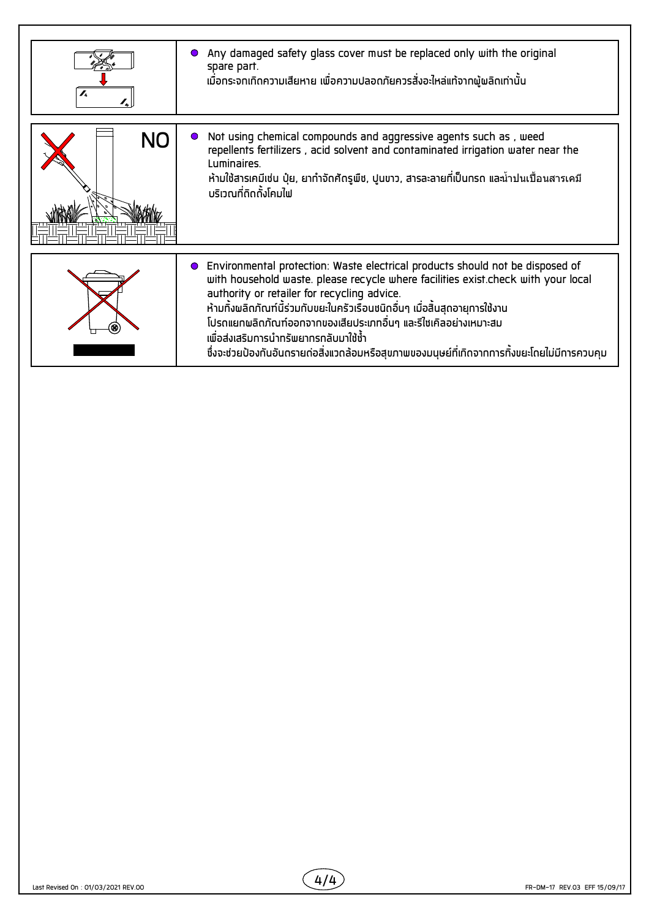| | |
|---|---|
| | Any damaged safety glass cover must be replaced only with the original spare part.<br>เมื่อกระจกเกิดความเสียหาย เพื่อความปลอดภัยควรสั่งอะไหล่แท้จากผู้ผลิตเท่านั้น |
| NO | Not using chemical compounds and aggressive agents such as , weed repellents fertilizers , acid solvent and contaminated irrigation water near the Luminaires.<br>ห้ามใช้สารเคมีเช่น ปุ๋ย, ยากำจัดศัตรูพืช, ปูนขาว, สารละลายที่เป็นกรด และน้ำปนเปื้อนสารเคมี บริเวณที่ติดตั้งโคมไฟ |
| | Environmental protection: Waste electrical products should not be disposed of with household waste. please recycle where facilities exist.check with your local authority or retailer for recycling advice.<br>ห้ามทิ้งผลิตภัณฑ์นี้ร่วมกับขยะในครัวเรือนชนิดอื่นๆ เมื่อสิ้นสุดอายุการใช้งาน<br>โปรดแยกผลิตภัณฑ์ออกจากของเสียประเภทอื่นๆ และรีไซเคิลอย่างเหมาะสม<br>เพื่อส่งเสริมการนำทรัพยากรกลับมาใช้ซ้ำ<br>ซึ่งจะช่วยป้องกันอันตรายต่อสิ่งแวดล้อมหรือสุขภาพของมนุษย์ที่เกิดจากการทิ้งขยะโดยไม่มีการควบคุม |

Last Revised On : 01/03/2021 REV.00

FR-DM-17 REV.03 EFF 15/09/17